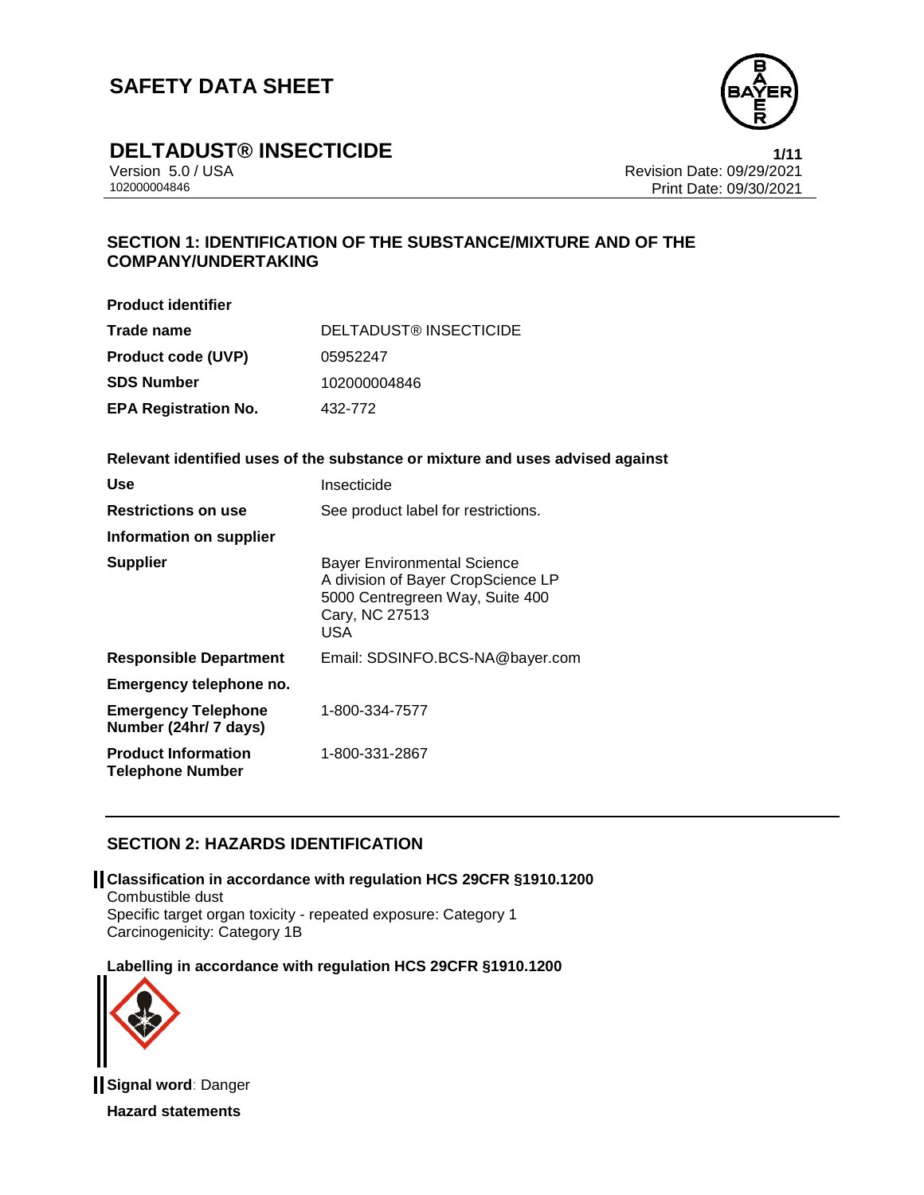# SAFETY DATA SHEET

## DELTADUST® INSECTICIDE

Version 5.0 / USA
102000004846

Revision Date: 09/29/2021
Print Date: 09/30/2021

## SECTION 1: IDENTIFICATION OF THE SUBSTANCE/MIXTURE AND OF THE COMPANY/UNDERTAKING

**Product identifier**

| | |
|---|---|
| **Trade name** | DELTADUST® INSECTICIDE |
| **Product code (UVP)** | 05952247 |
| **SDS Number** | 102000004846 |
| **EPA Registration No.** | 432-772 |

**Relevant identified uses of the substance or mixture and uses advised against**

| | |
|---|---|
| **Use** | Insecticide |
| **Restrictions on use** | See product label for restrictions. |
| **Information on supplier** | |
| **Supplier** | Bayer Environmental Science<br>A division of Bayer CropScience LP<br>5000 Centregreen Way, Suite 400<br>Cary, NC 27513<br>USA |
| **Responsible Department** | Email: SDSINFO.BCS-NA@bayer.com |
| **Emergency telephone no.** | |
| **Emergency Telephone Number (24hr/ 7 days)** | 1-800-334-7577 |
| **Product Information Telephone Number** | 1-800-331-2867 |

## SECTION 2: HAZARDS IDENTIFICATION

**Classification in accordance with regulation HCS 29CFR §1910.1200**

Combustible dust
Specific target organ toxicity - repeated exposure: Category 1
Carcinogenicity: Category 1B

**Labelling in accordance with regulation HCS 29CFR §1910.1200**

**Signal word**: Danger

**Hazard statements**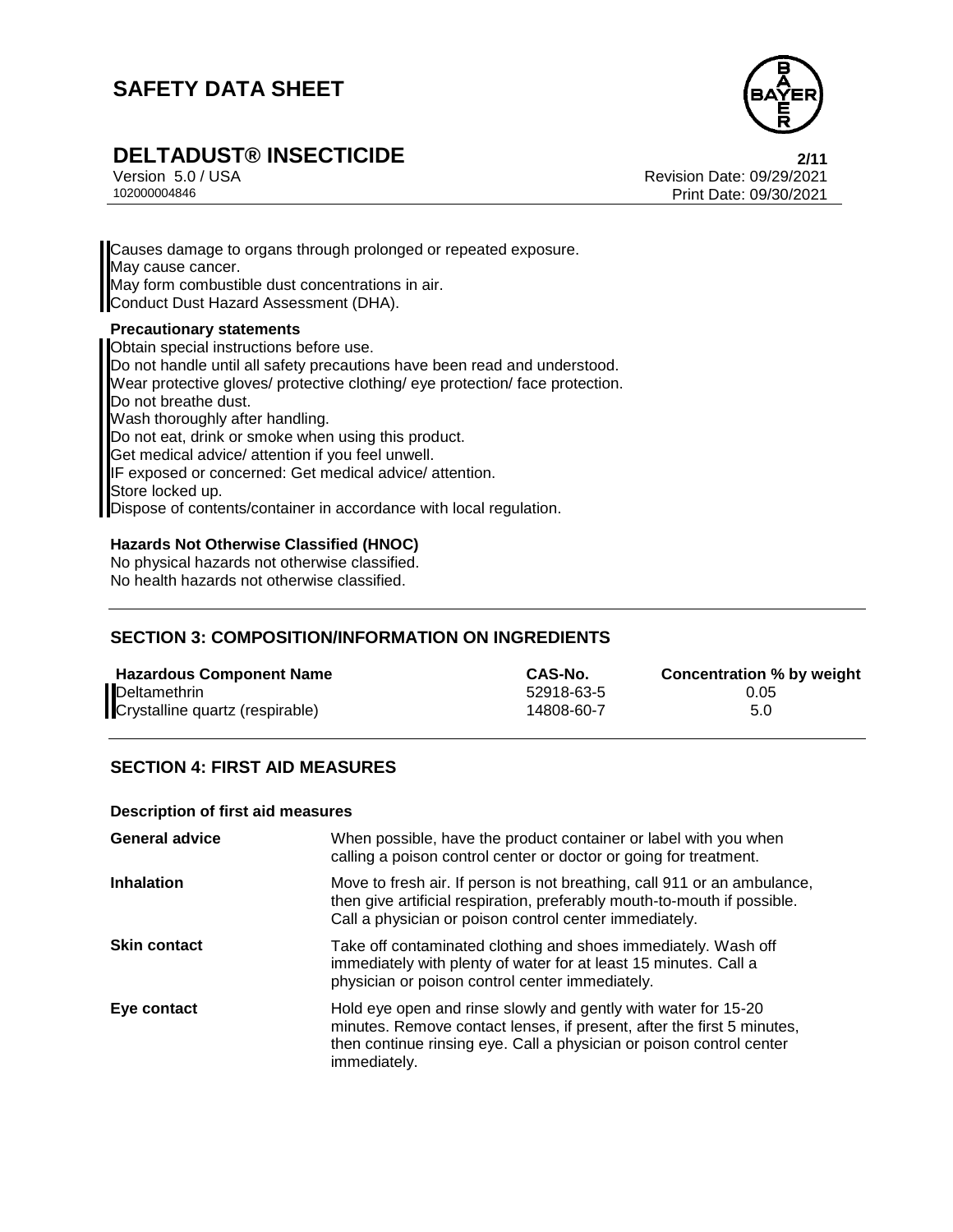Causes damage to organs through prolonged or repeated exposure.
May cause cancer.
May form combustible dust concentrations in air.
Conduct Dust Hazard Assessment (DHA).

**Precautionary statements**

Obtain special instructions before use.
Do not handle until all safety precautions have been read and understood.
Wear protective gloves/ protective clothing/ eye protection/ face protection.
Do not breathe dust.
Wash thoroughly after handling.
Do not eat, drink or smoke when using this product.
Get medical advice/ attention if you feel unwell.
IF exposed or concerned: Get medical advice/ attention.
Store locked up.
Dispose of contents/container in accordance with local regulation.

**Hazards Not Otherwise Classified (HNOC)**

No physical hazards not otherwise classified.
No health hazards not otherwise classified.

## SECTION 3: COMPOSITION/INFORMATION ON INGREDIENTS

| Hazardous Component Name | CAS-No. | Concentration % by weight |
|---|---|---|
| Deltamethrin | 52918-63-5 | 0.05 |
| Crystalline quartz (respirable) | 14808-60-7 | 5.0 |

## SECTION 4: FIRST AID MEASURES

**Description of first aid measures**

| | |
|---|---|
| **General advice** | When possible, have the product container or label with you when calling a poison control center or doctor or going for treatment. |
| **Inhalation** | Move to fresh air. If person is not breathing, call 911 or an ambulance, then give artificial respiration, preferably mouth-to-mouth if possible. Call a physician or poison control center immediately. |
| **Skin contact** | Take off contaminated clothing and shoes immediately. Wash off immediately with plenty of water for at least 15 minutes. Call a physician or poison control center immediately. |
| **Eye contact** | Hold eye open and rinse slowly and gently with water for 15-20 minutes. Remove contact lenses, if present, after the first 5 minutes, then continue rinsing eye. Call a physician or poison control center immediately. |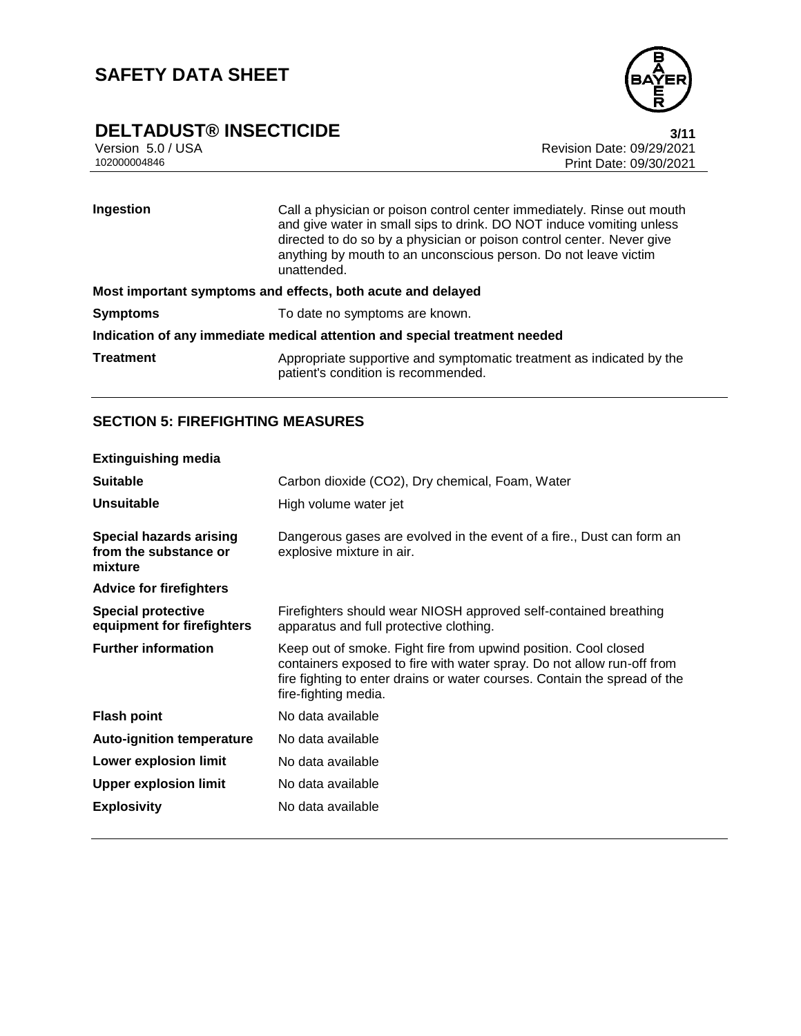| | |
|---|---|
| **Ingestion** | Call a physician or poison control center immediately. Rinse out mouth and give water in small sips to drink. DO NOT induce vomiting unless directed to do so by a physician or poison control center. Never give anything by mouth to an unconscious person. Do not leave victim unattended. |

**Most important symptoms and effects, both acute and delayed**

| | |
|---|---|
| **Symptoms** | To date no symptoms are known. |

**Indication of any immediate medical attention and special treatment needed**

| | |
|---|---|
| **Treatment** | Appropriate supportive and symptomatic treatment as indicated by the patient's condition is recommended. |

## SECTION 5: FIREFIGHTING MEASURES

**Extinguishing media**

| | |
|---|---|
| **Suitable** | Carbon dioxide (CO2), Dry chemical, Foam, Water |
| **Unsuitable** | High volume water jet |
| **Special hazards arising from the substance or mixture** | Dangerous gases are evolved in the event of a fire., Dust can form an explosive mixture in air. |

**Advice for firefighters**

| | |
|---|---|
| **Special protective equipment for firefighters** | Firefighters should wear NIOSH approved self-contained breathing apparatus and full protective clothing. |
| **Further information** | Keep out of smoke. Fight fire from upwind position. Cool closed containers exposed to fire with water spray. Do not allow run-off from fire fighting to enter drains or water courses. Contain the spread of the fire-fighting media. |
| **Flash point** | No data available |
| **Auto-ignition temperature** | No data available |
| **Lower explosion limit** | No data available |
| **Upper explosion limit** | No data available |
| **Explosivity** | No data available |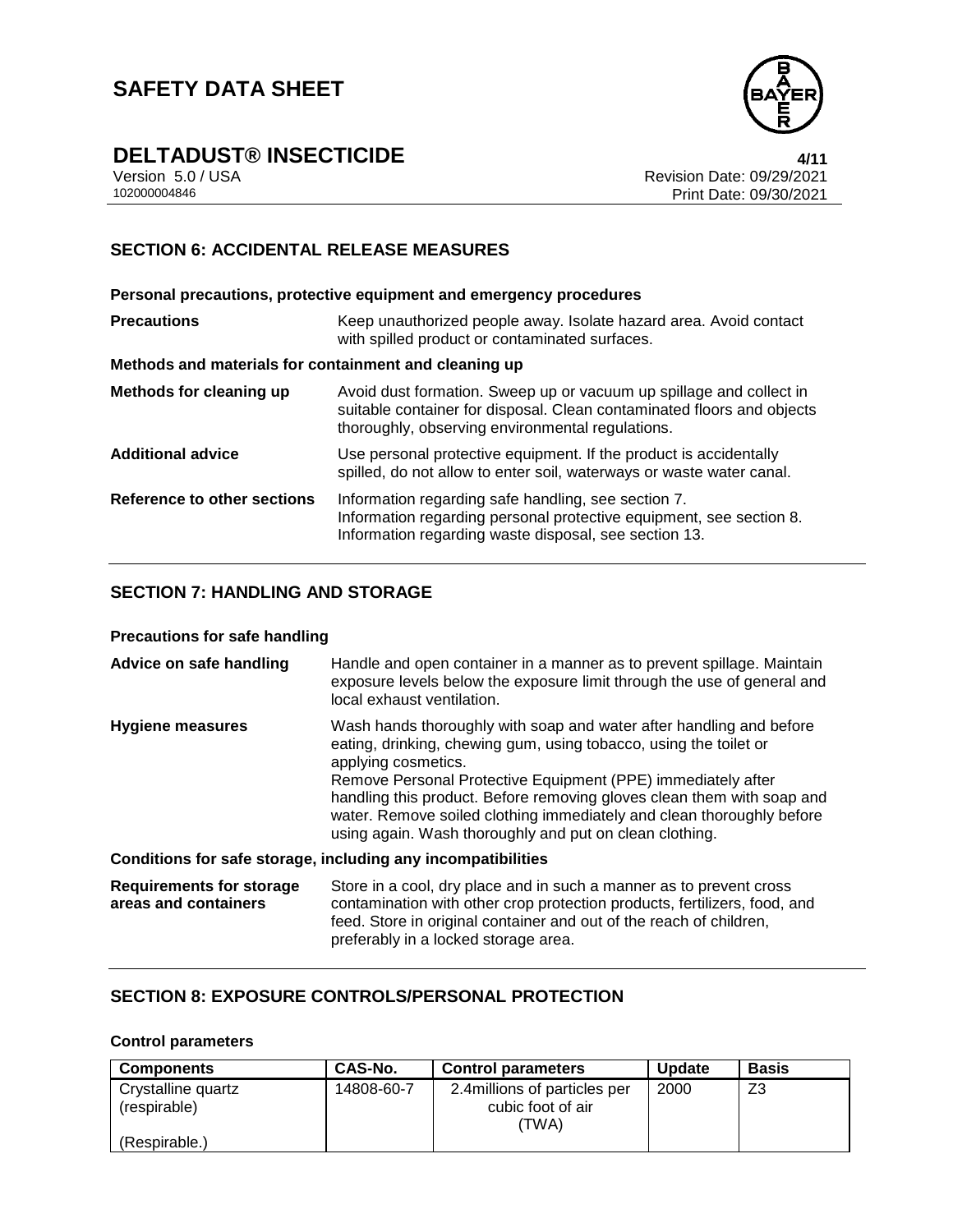## SECTION 6: ACCIDENTAL RELEASE MEASURES

**Personal precautions, protective equipment and emergency procedures**

**Precautions** — Keep unauthorized people away. Isolate hazard area. Avoid contact with spilled product or contaminated surfaces.

**Methods and materials for containment and cleaning up**

**Methods for cleaning up** — Avoid dust formation. Sweep up or vacuum up spillage and collect in suitable container for disposal. Clean contaminated floors and objects thoroughly, observing environmental regulations.

**Additional advice** — Use personal protective equipment. If the product is accidentally spilled, do not allow to enter soil, waterways or waste water canal.

**Reference to other sections** — Information regarding safe handling, see section 7.
Information regarding personal protective equipment, see section 8.
Information regarding waste disposal, see section 13.

## SECTION 7: HANDLING AND STORAGE

**Precautions for safe handling**

**Advice on safe handling** — Handle and open container in a manner as to prevent spillage. Maintain exposure levels below the exposure limit through the use of general and local exhaust ventilation.

**Hygiene measures** — Wash hands thoroughly with soap and water after handling and before eating, drinking, chewing gum, using tobacco, using the toilet or applying cosmetics.
Remove Personal Protective Equipment (PPE) immediately after handling this product. Before removing gloves clean them with soap and water. Remove soiled clothing immediately and clean thoroughly before using again. Wash thoroughly and put on clean clothing.

**Conditions for safe storage, including any incompatibilities**

**Requirements for storage areas and containers** — Store in a cool, dry place and in such a manner as to prevent cross contamination with other crop protection products, fertilizers, food, and feed. Store in original container and out of the reach of children, preferably in a locked storage area.

## SECTION 8: EXPOSURE CONTROLS/PERSONAL PROTECTION

**Control parameters**

| Components | CAS-No. | Control parameters | Update | Basis |
|---|---|---|---|---|
| Crystalline quartz (respirable)<br><br>(Respirable.) | 14808-60-7 | 2.4millions of particles per cubic foot of air (TWA) | 2000 | Z3 |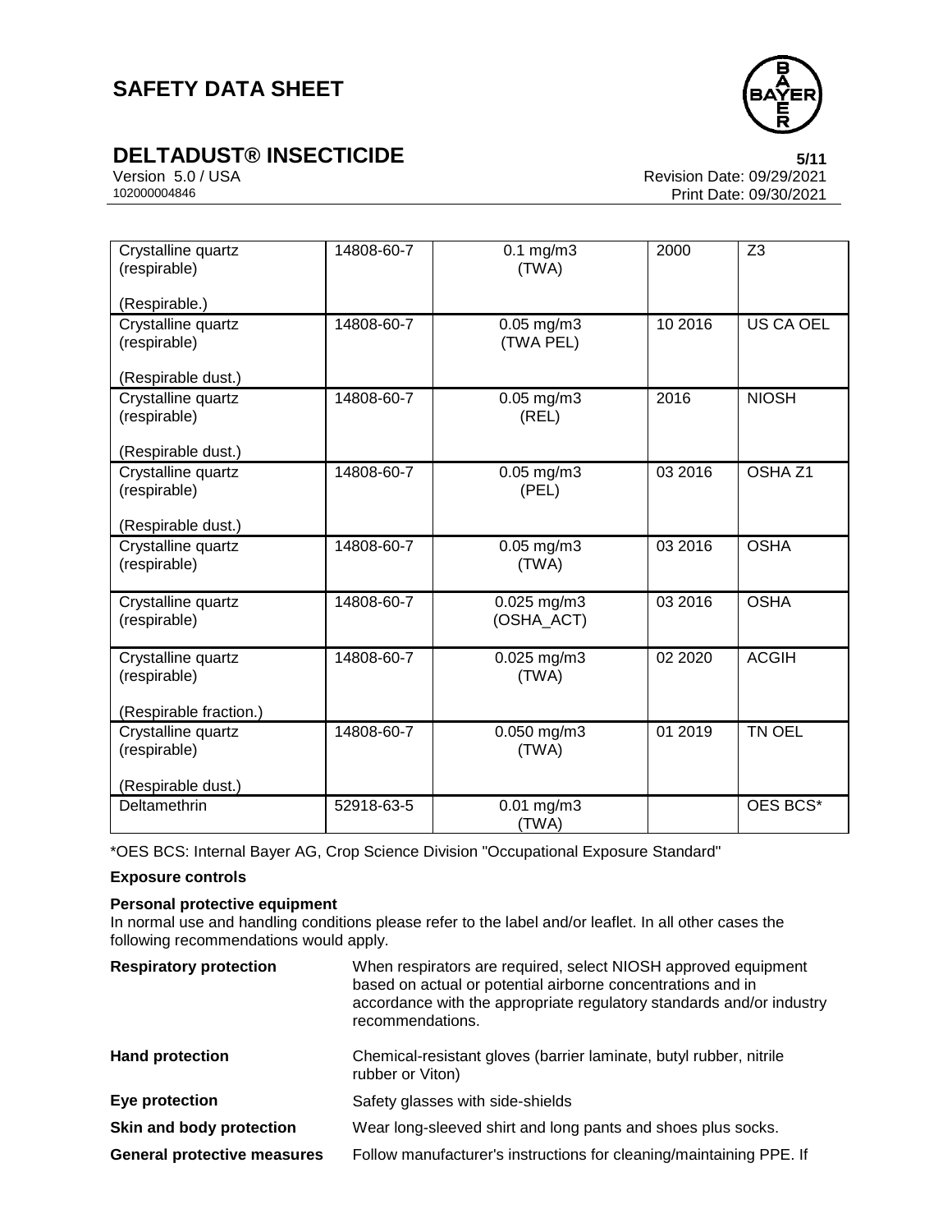| Crystalline quartz (respirable) (Respirable.) | 14808-60-7 | 0.1 mg/m3 (TWA) | 2000 | Z3 |
|---|---|---|---|---|
| Crystalline quartz (respirable) (Respirable dust.) | 14808-60-7 | 0.05 mg/m3 (TWA PEL) | 10 2016 | US CA OEL |
| Crystalline quartz (respirable) (Respirable dust.) | 14808-60-7 | 0.05 mg/m3 (REL) | 2016 | NIOSH |
| Crystalline quartz (respirable) (Respirable dust.) | 14808-60-7 | 0.05 mg/m3 (PEL) | 03 2016 | OSHA Z1 |
| Crystalline quartz (respirable) | 14808-60-7 | 0.05 mg/m3 (TWA) | 03 2016 | OSHA |
| Crystalline quartz (respirable) | 14808-60-7 | 0.025 mg/m3 (OSHA_ACT) | 03 2016 | OSHA |
| Crystalline quartz (respirable) (Respirable fraction.) | 14808-60-7 | 0.025 mg/m3 (TWA) | 02 2020 | ACGIH |
| Crystalline quartz (respirable) (Respirable dust.) | 14808-60-7 | 0.050 mg/m3 (TWA) | 01 2019 | TN OEL |
| Deltamethrin | 52918-63-5 | 0.01 mg/m3 (TWA) | | OES BCS* |

*OES BCS: Internal Bayer AG, Crop Science Division "Occupational Exposure Standard"

**Exposure controls**

**Personal protective equipment**

In normal use and handling conditions please refer to the label and/or leaflet. In all other cases the following recommendations would apply.

**Respiratory protection** When respirators are required, select NIOSH approved equipment based on actual or potential airborne concentrations and in accordance with the appropriate regulatory standards and/or industry recommendations.

**Hand protection** Chemical-resistant gloves (barrier laminate, butyl rubber, nitrile rubber or Viton)

**Eye protection** Safety glasses with side-shields

**Skin and body protection** Wear long-sleeved shirt and long pants and shoes plus socks.

**General protective measures** Follow manufacturer's instructions for cleaning/maintaining PPE. If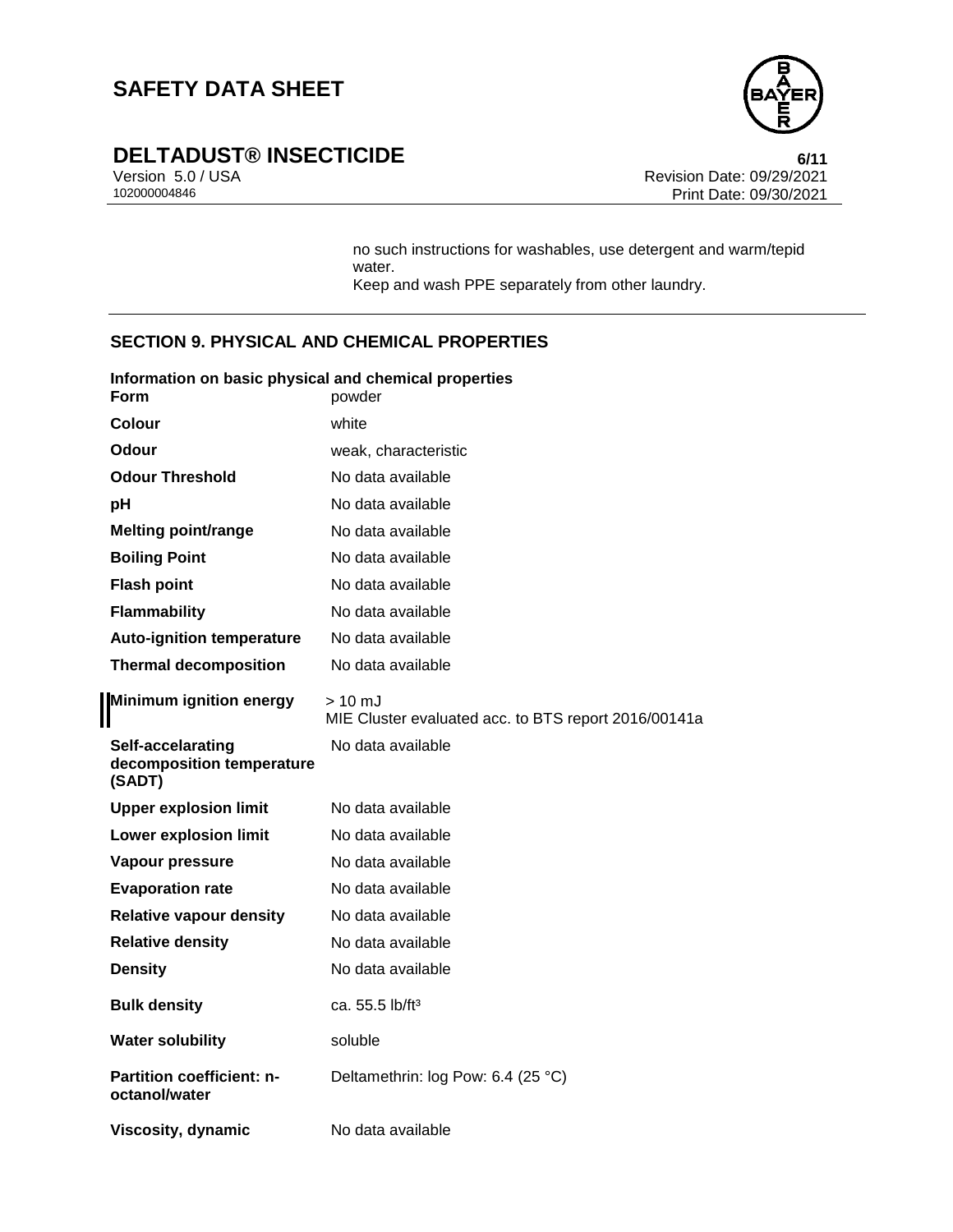no such instructions for washables, use detergent and warm/tepid water.
Keep and wash PPE separately from other laundry.

## SECTION 9. PHYSICAL AND CHEMICAL PROPERTIES

**Information on basic physical and chemical properties**

| Property | Value |
|---|---|
| **Form** | powder |
| **Colour** | white |
| **Odour** | weak, characteristic |
| **Odour Threshold** | No data available |
| **pH** | No data available |
| **Melting point/range** | No data available |
| **Boiling Point** | No data available |
| **Flash point** | No data available |
| **Flammability** | No data available |
| **Auto-ignition temperature** | No data available |
| **Thermal decomposition** | No data available |
| **Minimum ignition energy** | > 10 mJ<br>MIE Cluster evaluated acc. to BTS report 2016/00141a |
| **Self-accelarating decomposition temperature (SADT)** | No data available |
| **Upper explosion limit** | No data available |
| **Lower explosion limit** | No data available |
| **Vapour pressure** | No data available |
| **Evaporation rate** | No data available |
| **Relative vapour density** | No data available |
| **Relative density** | No data available |
| **Density** | No data available |
| **Bulk density** | ca. 55.5 lb/ft³ |
| **Water solubility** | soluble |
| **Partition coefficient: n-octanol/water** | Deltamethrin: log Pow: 6.4 (25 °C) |
| **Viscosity, dynamic** | No data available |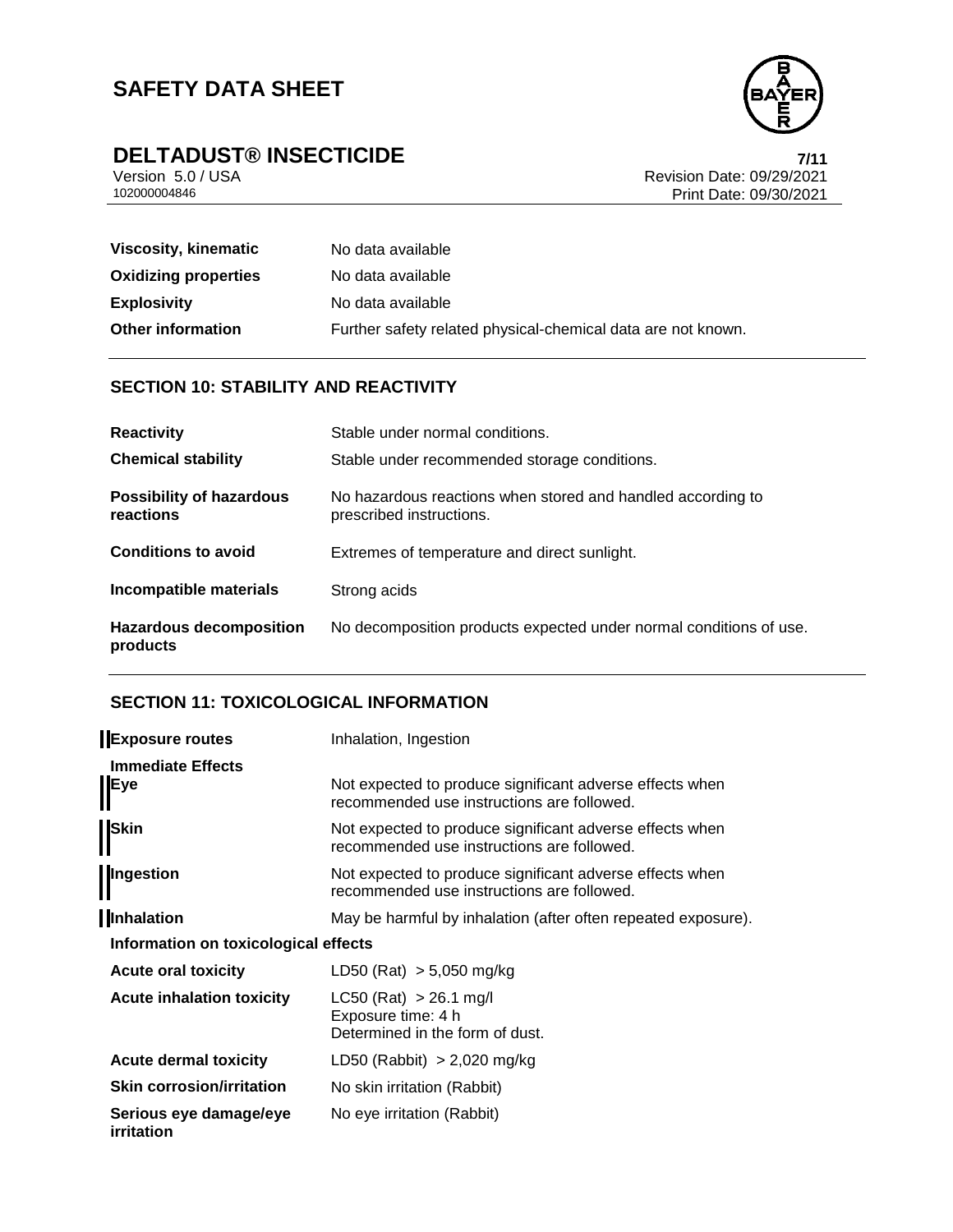| | |
|---|---|
| **Viscosity, kinematic** | No data available |
| **Oxidizing properties** | No data available |
| **Explosivity** | No data available |
| **Other information** | Further safety related physical-chemical data are not known. |

## SECTION 10: STABILITY AND REACTIVITY

| | |
|---|---|
| **Reactivity** | Stable under normal conditions. |
| **Chemical stability** | Stable under recommended storage conditions. |
| **Possibility of hazardous reactions** | No hazardous reactions when stored and handled according to prescribed instructions. |
| **Conditions to avoid** | Extremes of temperature and direct sunlight. |
| **Incompatible materials** | Strong acids |
| **Hazardous decomposition products** | No decomposition products expected under normal conditions of use. |

## SECTION 11: TOXICOLOGICAL INFORMATION

| | |
|---|---|
| **Exposure routes** | Inhalation, Ingestion |
| **Immediate Effects** | |
| **Eye** | Not expected to produce significant adverse effects when recommended use instructions are followed. |
| **Skin** | Not expected to produce significant adverse effects when recommended use instructions are followed. |
| **Ingestion** | Not expected to produce significant adverse effects when recommended use instructions are followed. |
| **Inhalation** | May be harmful by inhalation (after often repeated exposure). |

**Information on toxicological effects**

| | |
|---|---|
| **Acute oral toxicity** | LD50 (Rat) > 5,050 mg/kg |
| **Acute inhalation toxicity** | LC50 (Rat) > 26.1 mg/l<br>Exposure time: 4 h<br>Determined in the form of dust. |
| **Acute dermal toxicity** | LD50 (Rabbit) > 2,020 mg/kg |
| **Skin corrosion/irritation** | No skin irritation (Rabbit) |
| **Serious eye damage/eye irritation** | No eye irritation (Rabbit) |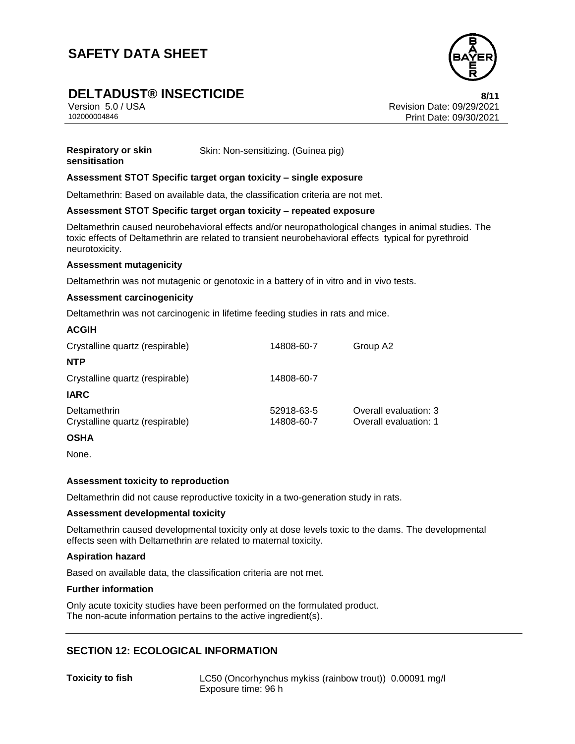| | |
|---|---|
| **Respiratory or skin sensitisation** | Skin: Non-sensitizing. (Guinea pig) |

**Assessment STOT Specific target organ toxicity – single exposure**

Deltamethrin: Based on available data, the classification criteria are not met.

**Assessment STOT Specific target organ toxicity – repeated exposure**

Deltamethrin caused neurobehavioral effects and/or neuropathological changes in animal studies. The toxic effects of Deltamethrin are related to transient neurobehavioral effects typical for pyrethroid neurotoxicity.

**Assessment mutagenicity**

Deltamethrin was not mutagenic or genotoxic in a battery of in vitro and in vivo tests.

**Assessment carcinogenicity**

Deltamethrin was not carcinogenic in lifetime feeding studies in rats and mice.

**ACGIH**

| | | |
|---|---|---|
| Crystalline quartz (respirable) | 14808-60-7 | Group A2 |

**NTP**

| | | |
|---|---|---|
| Crystalline quartz (respirable) | 14808-60-7 | |

**IARC**

| | | |
|---|---|---|
| Deltamethrin | 52918-63-5 | Overall evaluation: 3 |
| Crystalline quartz (respirable) | 14808-60-7 | Overall evaluation: 1 |

**OSHA**

None.

**Assessment toxicity to reproduction**

Deltamethrin did not cause reproductive toxicity in a two-generation study in rats.

**Assessment developmental toxicity**

Deltamethrin caused developmental toxicity only at dose levels toxic to the dams. The developmental effects seen with Deltamethrin are related to maternal toxicity.

**Aspiration hazard**

Based on available data, the classification criteria are not met.

**Further information**

Only acute toxicity studies have been performed on the formulated product.
The non-acute information pertains to the active ingredient(s).

## SECTION 12: ECOLOGICAL INFORMATION

| | |
|---|---|
| **Toxicity to fish** | LC50 (Oncorhynchus mykiss (rainbow trout)) 0.00091 mg/l<br>Exposure time: 96 h |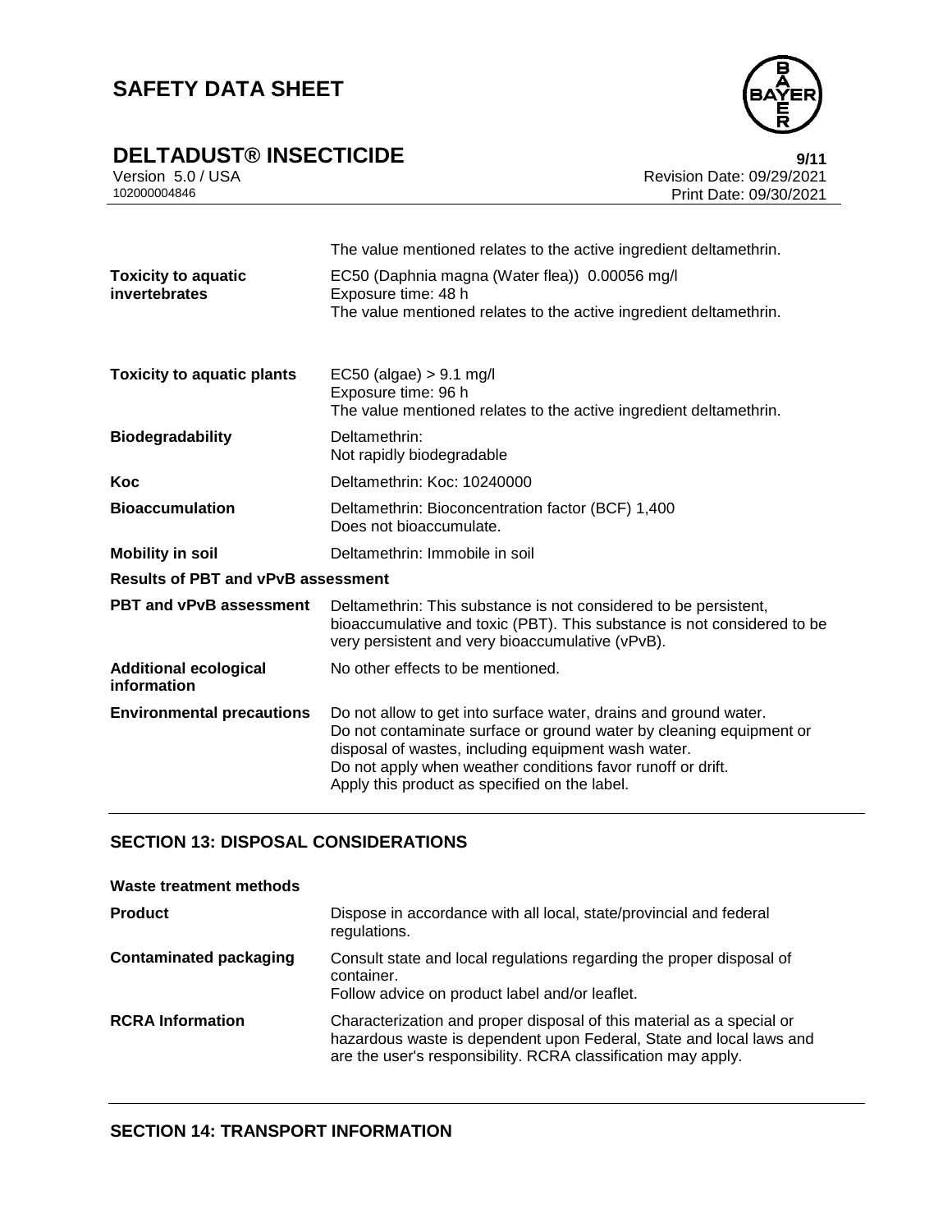| | |
|---|---|
| | The value mentioned relates to the active ingredient deltamethrin. |
| **Toxicity to aquatic invertebrates** | EC50 (Daphnia magna (Water flea)) 0.00056 mg/l<br>Exposure time: 48 h<br>The value mentioned relates to the active ingredient deltamethrin. |
| **Toxicity to aquatic plants** | EC50 (algae) > 9.1 mg/l<br>Exposure time: 96 h<br>The value mentioned relates to the active ingredient deltamethrin. |
| **Biodegradability** | Deltamethrin:<br>Not rapidly biodegradable |
| **Koc** | Deltamethrin: Koc: 10240000 |
| **Bioaccumulation** | Deltamethrin: Bioconcentration factor (BCF) 1,400<br>Does not bioaccumulate. |
| **Mobility in soil** | Deltamethrin: Immobile in soil |

**Results of PBT and vPvB assessment**

| | |
|---|---|
| **PBT and vPvB assessment** | Deltamethrin: This substance is not considered to be persistent, bioaccumulative and toxic (PBT). This substance is not considered to be very persistent and very bioaccumulative (vPvB). |
| **Additional ecological information** | No other effects to be mentioned. |
| **Environmental precautions** | Do not allow to get into surface water, drains and ground water.<br>Do not contaminate surface or ground water by cleaning equipment or disposal of wastes, including equipment wash water.<br>Do not apply when weather conditions favor runoff or drift.<br>Apply this product as specified on the label. |

## SECTION 13: DISPOSAL CONSIDERATIONS

**Waste treatment methods**

| | |
|---|---|
| **Product** | Dispose in accordance with all local, state/provincial and federal regulations. |
| **Contaminated packaging** | Consult state and local regulations regarding the proper disposal of container.<br>Follow advice on product label and/or leaflet. |
| **RCRA Information** | Characterization and proper disposal of this material as a special or hazardous waste is dependent upon Federal, State and local laws and are the user's responsibility. RCRA classification may apply. |

## SECTION 14: TRANSPORT INFORMATION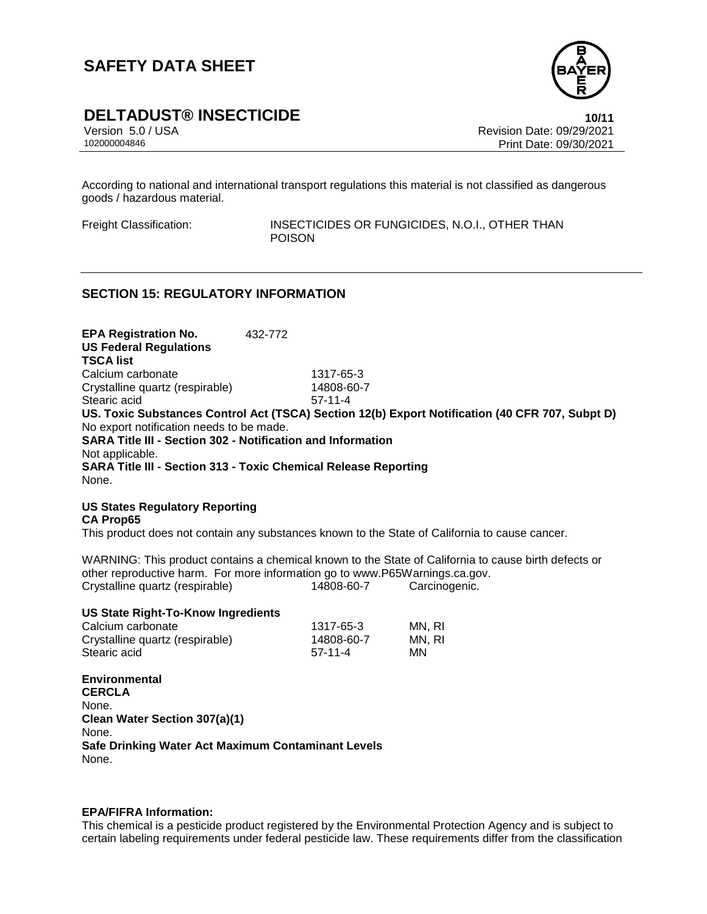According to national and international transport regulations this material is not classified as dangerous goods / hazardous material.

| Freight Classification: | INSECTICIDES OR FUNGICIDES, N.O.I., OTHER THAN POISON |
|---|---|

## SECTION 15: REGULATORY INFORMATION

**EPA Registration No.** 432-772

**US Federal Regulations**

**TSCA list**

| Calcium carbonate | 1317-65-3 |
|---|---|
| Crystalline quartz (respirable) | 14808-60-7 |
| Stearic acid | 57-11-4 |

**US. Toxic Substances Control Act (TSCA) Section 12(b) Export Notification (40 CFR 707, Subpt D)**

No export notification needs to be made.

**SARA Title III - Section 302 - Notification and Information**

Not applicable.

**SARA Title III - Section 313 - Toxic Chemical Release Reporting**

None.

**US States Regulatory Reporting**

**CA Prop65**

This product does not contain any substances known to the State of California to cause cancer.

WARNING: This product contains a chemical known to the State of California to cause birth defects or other reproductive harm. For more information go to www.P65Warnings.ca.gov.

| Crystalline quartz (respirable) | 14808-60-7 | Carcinogenic. |
|---|---|---|

**US State Right-To-Know Ingredients**

| Calcium carbonate | 1317-65-3 | MN, RI |
|---|---|---|
| Crystalline quartz (respirable) | 14808-60-7 | MN, RI |
| Stearic acid | 57-11-4 | MN |

**Environmental**

**CERCLA**

None.

**Clean Water Section 307(a)(1)**

None.

**Safe Drinking Water Act Maximum Contaminant Levels**

None.

**EPA/FIFRA Information:**

This chemical is a pesticide product registered by the Environmental Protection Agency and is subject to certain labeling requirements under federal pesticide law. These requirements differ from the classification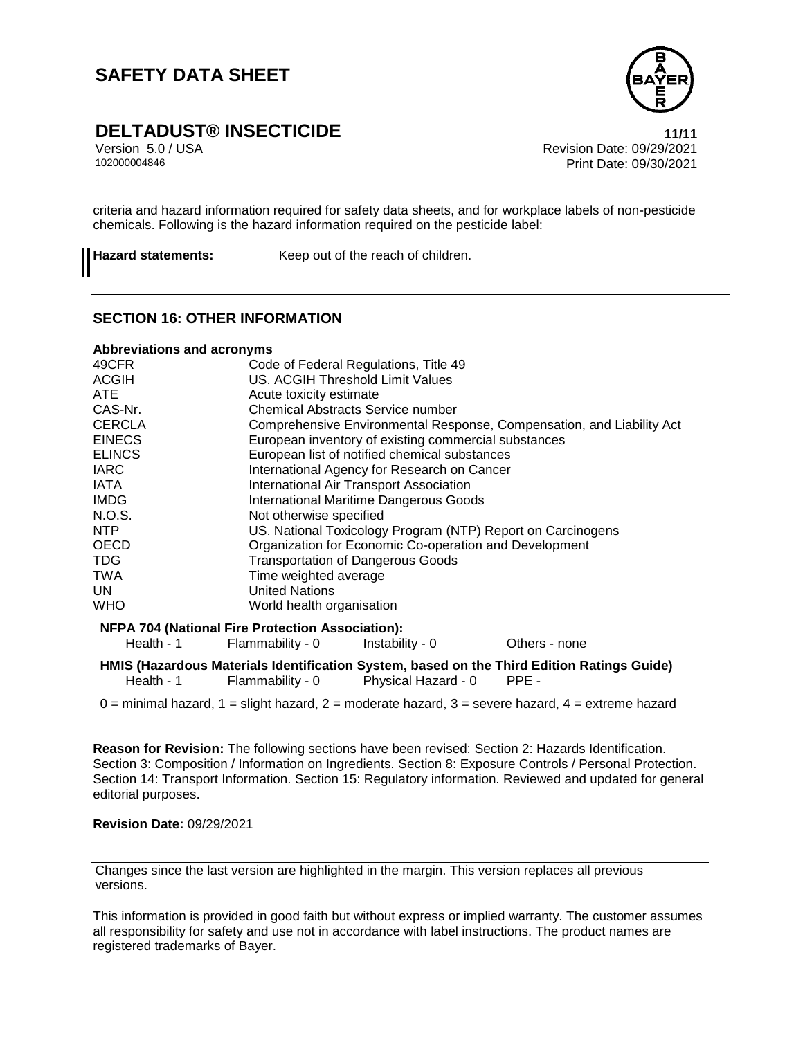criteria and hazard information required for safety data sheets, and for workplace labels of non-pesticide chemicals. Following is the hazard information required on the pesticide label:

**Hazard statements:** Keep out of the reach of children.

## SECTION 16: OTHER INFORMATION

**Abbreviations and acronyms**

| | |
|---|---|
| 49CFR | Code of Federal Regulations, Title 49 |
| ACGIH | US. ACGIH Threshold Limit Values |
| ATE | Acute toxicity estimate |
| CAS-Nr. | Chemical Abstracts Service number |
| CERCLA | Comprehensive Environmental Response, Compensation, and Liability Act |
| EINECS | European inventory of existing commercial substances |
| ELINCS | European list of notified chemical substances |
| IARC | International Agency for Research on Cancer |
| IATA | International Air Transport Association |
| IMDG | International Maritime Dangerous Goods |
| N.O.S. | Not otherwise specified |
| NTP | US. National Toxicology Program (NTP) Report on Carcinogens |
| OECD | Organization for Economic Co-operation and Development |
| TDG | Transportation of Dangerous Goods |
| TWA | Time weighted average |
| UN | United Nations |
| WHO | World health organisation |

**NFPA 704 (National Fire Protection Association):**

| | | | |
|---|---|---|---|
| Health - 1 | Flammability - 0 | Instability - 0 | Others - none |

**HMIS (Hazardous Materials Identification System, based on the Third Edition Ratings Guide)**

| | | | |
|---|---|---|---|
| Health - 1 | Flammability - 0 | Physical Hazard - 0 | PPE - |

0 = minimal hazard, 1 = slight hazard, 2 = moderate hazard, 3 = severe hazard, 4 = extreme hazard

**Reason for Revision:** The following sections have been revised: Section 2: Hazards Identification. Section 3: Composition / Information on Ingredients. Section 8: Exposure Controls / Personal Protection. Section 14: Transport Information. Section 15: Regulatory information. Reviewed and updated for general editorial purposes.

**Revision Date:** 09/29/2021

Changes since the last version are highlighted in the margin. This version replaces all previous versions.

This information is provided in good faith but without express or implied warranty. The customer assumes all responsibility for safety and use not in accordance with label instructions. The product names are registered trademarks of Bayer.